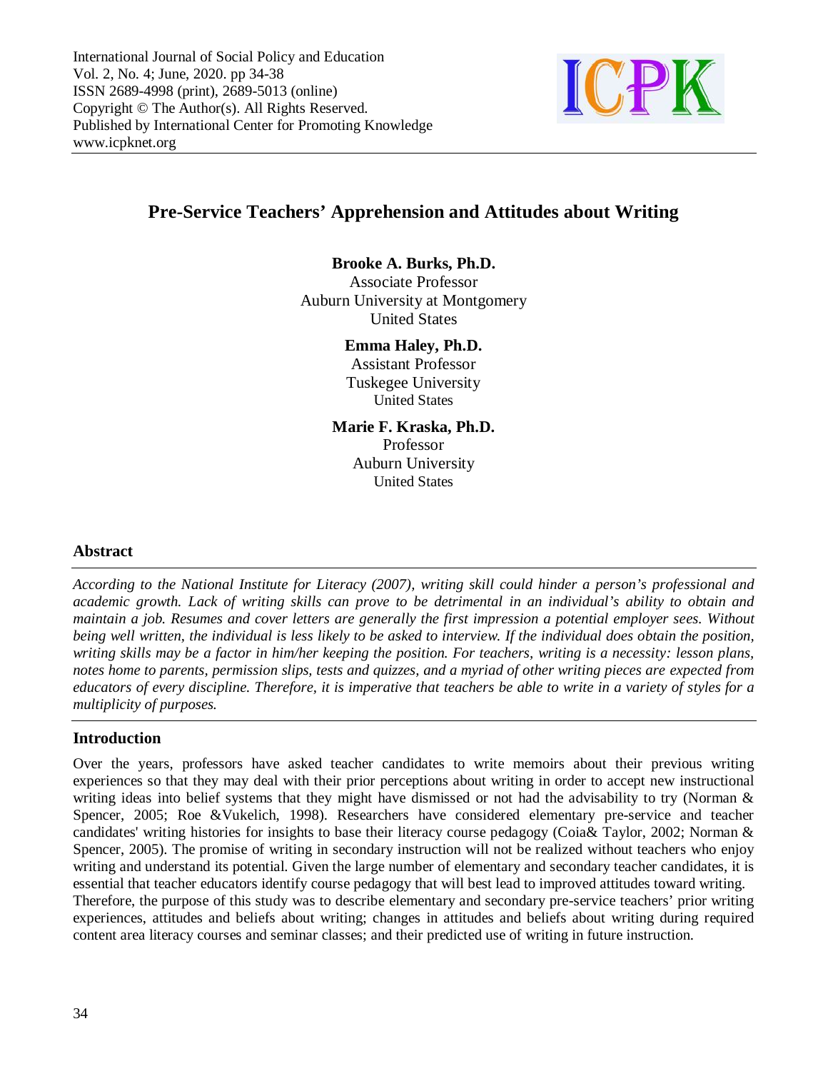# Pre-Service Teachers' Apprehension and Attitudes about Writing

**Brooke A. Burks, Ph.D.**
Associate Professor
Auburn University at Montgomery
United States

**Emma Haley, Ph.D.**
Assistant Professor
Tuskegee University
United States

**Marie F. Kraska, Ph.D.**
Professor
Auburn University
United States

## Abstract

*According to the National Institute for Literacy (2007), writing skill could hinder a person's professional and academic growth. Lack of writing skills can prove to be detrimental in an individual's ability to obtain and maintain a job. Resumes and cover letters are generally the first impression a potential employer sees. Without being well written, the individual is less likely to be asked to interview. If the individual does obtain the position, writing skills may be a factor in him/her keeping the position. For teachers, writing is a necessity: lesson plans, notes home to parents, permission slips, tests and quizzes, and a myriad of other writing pieces are expected from educators of every discipline. Therefore, it is imperative that teachers be able to write in a variety of styles for a multiplicity of purposes.*

## Introduction

Over the years, professors have asked teacher candidates to write memoirs about their previous writing experiences so that they may deal with their prior perceptions about writing in order to accept new instructional writing ideas into belief systems that they might have dismissed or not had the advisability to try (Norman & Spencer, 2005; Roe &Vukelich, 1998). Researchers have considered elementary pre-service and teacher candidates' writing histories for insights to base their literacy course pedagogy (Coia& Taylor, 2002; Norman & Spencer, 2005). The promise of writing in secondary instruction will not be realized without teachers who enjoy writing and understand its potential. Given the large number of elementary and secondary teacher candidates, it is essential that teacher educators identify course pedagogy that will best lead to improved attitudes toward writing. Therefore, the purpose of this study was to describe elementary and secondary pre-service teachers' prior writing experiences, attitudes and beliefs about writing; changes in attitudes and beliefs about writing during required content area literacy courses and seminar classes; and their predicted use of writing in future instruction.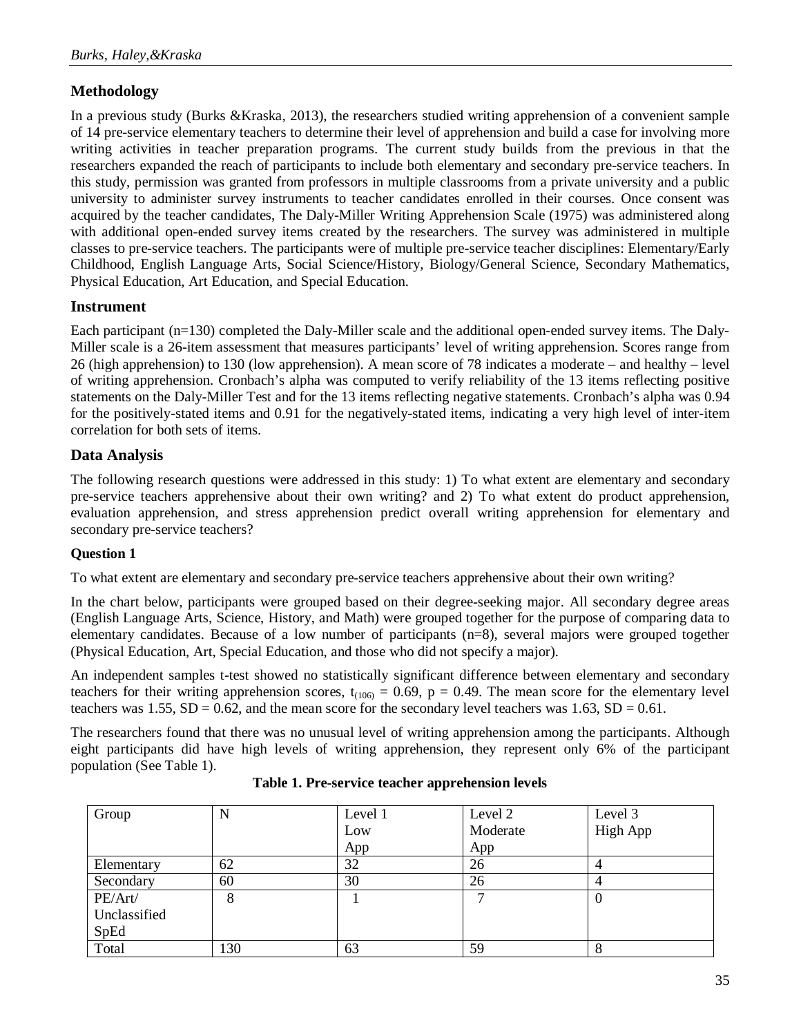## Methodology

In a previous study (Burks &Kraska, 2013), the researchers studied writing apprehension of a convenient sample of 14 pre-service elementary teachers to determine their level of apprehension and build a case for involving more writing activities in teacher preparation programs. The current study builds from the previous in that the researchers expanded the reach of participants to include both elementary and secondary pre-service teachers. In this study, permission was granted from professors in multiple classrooms from a private university and a public university to administer survey instruments to teacher candidates enrolled in their courses. Once consent was acquired by the teacher candidates, The Daly-Miller Writing Apprehension Scale (1975) was administered along with additional open-ended survey items created by the researchers. The survey was administered in multiple classes to pre-service teachers. The participants were of multiple pre-service teacher disciplines: Elementary/Early Childhood, English Language Arts, Social Science/History, Biology/General Science, Secondary Mathematics, Physical Education, Art Education, and Special Education.

## Instrument

Each participant (n=130) completed the Daly-Miller scale and the additional open-ended survey items. The Daly-Miller scale is a 26-item assessment that measures participants' level of writing apprehension. Scores range from 26 (high apprehension) to 130 (low apprehension). A mean score of 78 indicates a moderate – and healthy – level of writing apprehension. Cronbach's alpha was computed to verify reliability of the 13 items reflecting positive statements on the Daly-Miller Test and for the 13 items reflecting negative statements. Cronbach's alpha was 0.94 for the positively-stated items and 0.91 for the negatively-stated items, indicating a very high level of inter-item correlation for both sets of items.

## Data Analysis

The following research questions were addressed in this study: 1) To what extent are elementary and secondary pre-service teachers apprehensive about their own writing? and 2) To what extent do product apprehension, evaluation apprehension, and stress apprehension predict overall writing apprehension for elementary and secondary pre-service teachers?

### Question 1

To what extent are elementary and secondary pre-service teachers apprehensive about their own writing?

In the chart below, participants were grouped based on their degree-seeking major. All secondary degree areas (English Language Arts, Science, History, and Math) were grouped together for the purpose of comparing data to elementary candidates. Because of a low number of participants (n=8), several majors were grouped together (Physical Education, Art, Special Education, and those who did not specify a major).

An independent samples t-test showed no statistically significant difference between elementary and secondary teachers for their writing apprehension scores, $t_{(106)} = 0.69$, $p = 0.49$. The mean score for the elementary level teachers was 1.55, $SD = 0.62$, and the mean score for the secondary level teachers was 1.63, $SD = 0.61$.

The researchers found that there was no unusual level of writing apprehension among the participants. Although eight participants did have high levels of writing apprehension, they represent only 6% of the participant population (See Table 1).

**Table 1. Pre-service teacher apprehension levels**

| Group | N | Level 1 Low App | Level 2 Moderate App | Level 3 High App |
|---|---|---|---|---|
| Elementary | 62 | 32 | 26 | 4 |
| Secondary | 60 | 30 | 26 | 4 |
| PE/Art/ Unclassified SpEd | 8 | 1 | 7 | 0 |
| Total | 130 | 63 | 59 | 8 |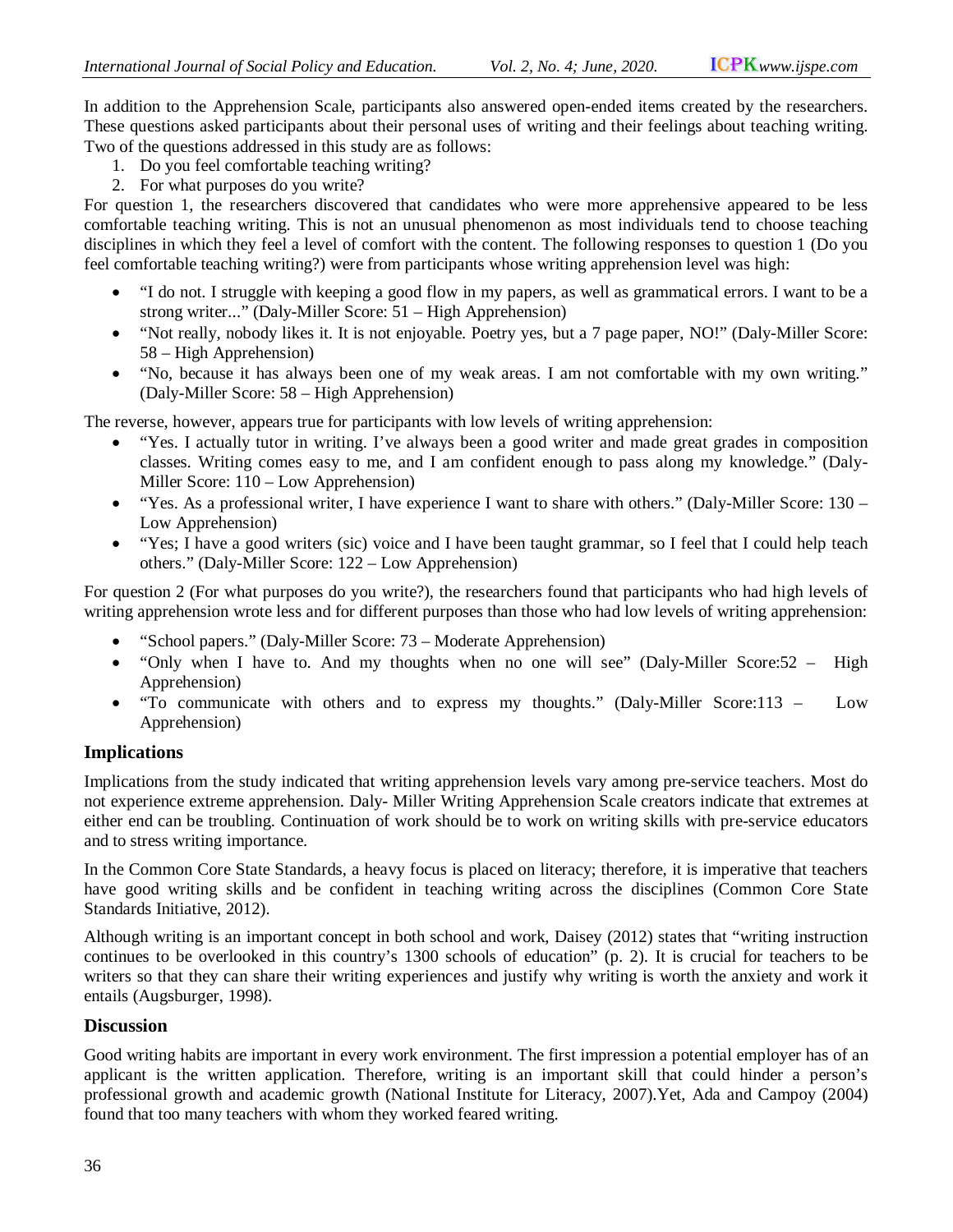In addition to the Apprehension Scale, participants also answered open-ended items created by the researchers. These questions asked participants about their personal uses of writing and their feelings about teaching writing. Two of the questions addressed in this study are as follows:

1. Do you feel comfortable teaching writing?
2. For what purposes do you write?

For question 1, the researchers discovered that candidates who were more apprehensive appeared to be less comfortable teaching writing. This is not an unusual phenomenon as most individuals tend to choose teaching disciplines in which they feel a level of comfort with the content. The following responses to question 1 (Do you feel comfortable teaching writing?) were from participants whose writing apprehension level was high:

- "I do not. I struggle with keeping a good flow in my papers, as well as grammatical errors. I want to be a strong writer..." (Daly-Miller Score: 51 – High Apprehension)
- "Not really, nobody likes it. It is not enjoyable. Poetry yes, but a 7 page paper, NO!" (Daly-Miller Score: 58 – High Apprehension)
- "No, because it has always been one of my weak areas. I am not comfortable with my own writing." (Daly-Miller Score: 58 – High Apprehension)

The reverse, however, appears true for participants with low levels of writing apprehension:

- "Yes. I actually tutor in writing. I've always been a good writer and made great grades in composition classes. Writing comes easy to me, and I am confident enough to pass along my knowledge." (Daly-Miller Score: 110 – Low Apprehension)
- "Yes. As a professional writer, I have experience I want to share with others." (Daly-Miller Score: 130 – Low Apprehension)
- "Yes; I have a good writers (sic) voice and I have been taught grammar, so I feel that I could help teach others." (Daly-Miller Score: 122 – Low Apprehension)

For question 2 (For what purposes do you write?), the researchers found that participants who had high levels of writing apprehension wrote less and for different purposes than those who had low levels of writing apprehension:

- "School papers." (Daly-Miller Score: 73 – Moderate Apprehension)
- "Only when I have to. And my thoughts when no one will see" (Daly-Miller Score:52 – High Apprehension)
- "To communicate with others and to express my thoughts." (Daly-Miller Score:113 – Low Apprehension)

## Implications

Implications from the study indicated that writing apprehension levels vary among pre-service teachers. Most do not experience extreme apprehension. Daly- Miller Writing Apprehension Scale creators indicate that extremes at either end can be troubling. Continuation of work should be to work on writing skills with pre-service educators and to stress writing importance.

In the Common Core State Standards, a heavy focus is placed on literacy; therefore, it is imperative that teachers have good writing skills and be confident in teaching writing across the disciplines (Common Core State Standards Initiative, 2012).

Although writing is an important concept in both school and work, Daisey (2012) states that "writing instruction continues to be overlooked in this country's 1300 schools of education" (p. 2). It is crucial for teachers to be writers so that they can share their writing experiences and justify why writing is worth the anxiety and work it entails (Augsburger, 1998).

## Discussion

Good writing habits are important in every work environment. The first impression a potential employer has of an applicant is the written application. Therefore, writing is an important skill that could hinder a person's professional growth and academic growth (National Institute for Literacy, 2007).Yet, Ada and Campoy (2004) found that too many teachers with whom they worked feared writing.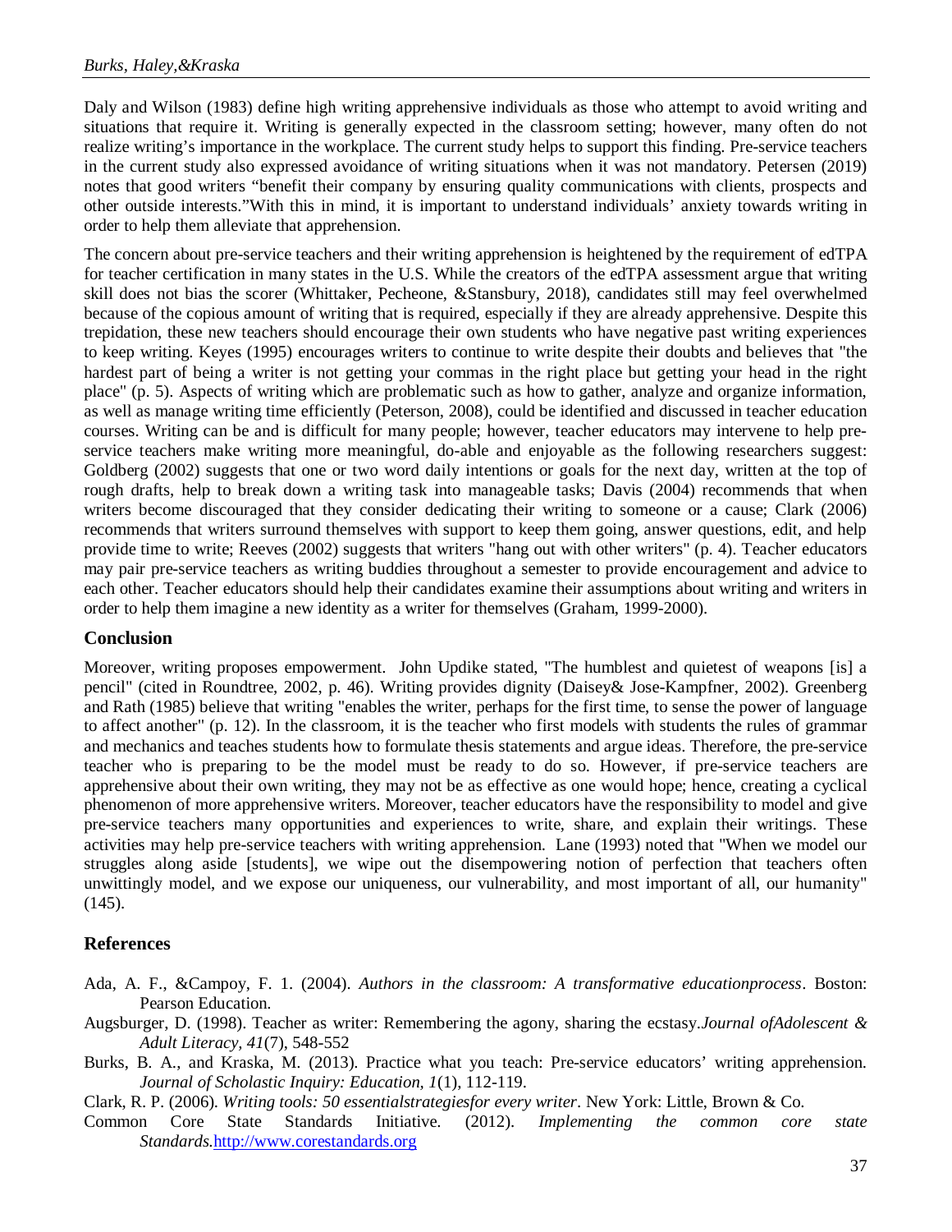Daly and Wilson (1983) define high writing apprehensive individuals as those who attempt to avoid writing and situations that require it. Writing is generally expected in the classroom setting; however, many often do not realize writing's importance in the workplace. The current study helps to support this finding. Pre-service teachers in the current study also expressed avoidance of writing situations when it was not mandatory. Petersen (2019) notes that good writers "benefit their company by ensuring quality communications with clients, prospects and other outside interests."With this in mind, it is important to understand individuals' anxiety towards writing in order to help them alleviate that apprehension.

The concern about pre-service teachers and their writing apprehension is heightened by the requirement of edTPA for teacher certification in many states in the U.S. While the creators of the edTPA assessment argue that writing skill does not bias the scorer (Whittaker, Pecheone, &Stansbury, 2018), candidates still may feel overwhelmed because of the copious amount of writing that is required, especially if they are already apprehensive. Despite this trepidation, these new teachers should encourage their own students who have negative past writing experiences to keep writing. Keyes (1995) encourages writers to continue to write despite their doubts and believes that "the hardest part of being a writer is not getting your commas in the right place but getting your head in the right place" (p. 5). Aspects of writing which are problematic such as how to gather, analyze and organize information, as well as manage writing time efficiently (Peterson, 2008), could be identified and discussed in teacher education courses. Writing can be and is difficult for many people; however, teacher educators may intervene to help pre-service teachers make writing more meaningful, do-able and enjoyable as the following researchers suggest: Goldberg (2002) suggests that one or two word daily intentions or goals for the next day, written at the top of rough drafts, help to break down a writing task into manageable tasks; Davis (2004) recommends that when writers become discouraged that they consider dedicating their writing to someone or a cause; Clark (2006) recommends that writers surround themselves with support to keep them going, answer questions, edit, and help provide time to write; Reeves (2002) suggests that writers "hang out with other writers" (p. 4). Teacher educators may pair pre-service teachers as writing buddies throughout a semester to provide encouragement and advice to each other. Teacher educators should help their candidates examine their assumptions about writing and writers in order to help them imagine a new identity as a writer for themselves (Graham, 1999-2000).

## Conclusion

Moreover, writing proposes empowerment. John Updike stated, "The humblest and quietest of weapons [is] a pencil" (cited in Roundtree, 2002, p. 46). Writing provides dignity (Daisey& Jose-Kampfner, 2002). Greenberg and Rath (1985) believe that writing "enables the writer, perhaps for the first time, to sense the power of language to affect another" (p. 12). In the classroom, it is the teacher who first models with students the rules of grammar and mechanics and teaches students how to formulate thesis statements and argue ideas. Therefore, the pre-service teacher who is preparing to be the model must be ready to do so. However, if pre-service teachers are apprehensive about their own writing, they may not be as effective as one would hope; hence, creating a cyclical phenomenon of more apprehensive writers. Moreover, teacher educators have the responsibility to model and give pre-service teachers many opportunities and experiences to write, share, and explain their writings. These activities may help pre-service teachers with writing apprehension. Lane (1993) noted that "When we model our struggles along aside [students], we wipe out the disempowering notion of perfection that teachers often unwittingly model, and we expose our uniqueness, our vulnerability, and most important of all, our humanity" (145).

## References

Ada, A. F., &Campoy, F. 1. (2004). *Authors in the classroom: A transformative educationprocess*. Boston: Pearson Education.

Augsburger, D. (1998). Teacher as writer: Remembering the agony, sharing the ecstasy.*Journal ofAdolescent & Adult Literacy, 41*(7), 548-552

Burks, B. A., and Kraska, M. (2013). Practice what you teach: Pre-service educators' writing apprehension. *Journal of Scholastic Inquiry: Education, 1*(1), 112-119.

Clark, R. P. (2006). *Writing tools: 50 essentialstrategiesfor every writer*. New York: Little, Brown & Co.

Common Core State Standards Initiative. (2012). *Implementing the common core state Standards.*http://www.corestandards.org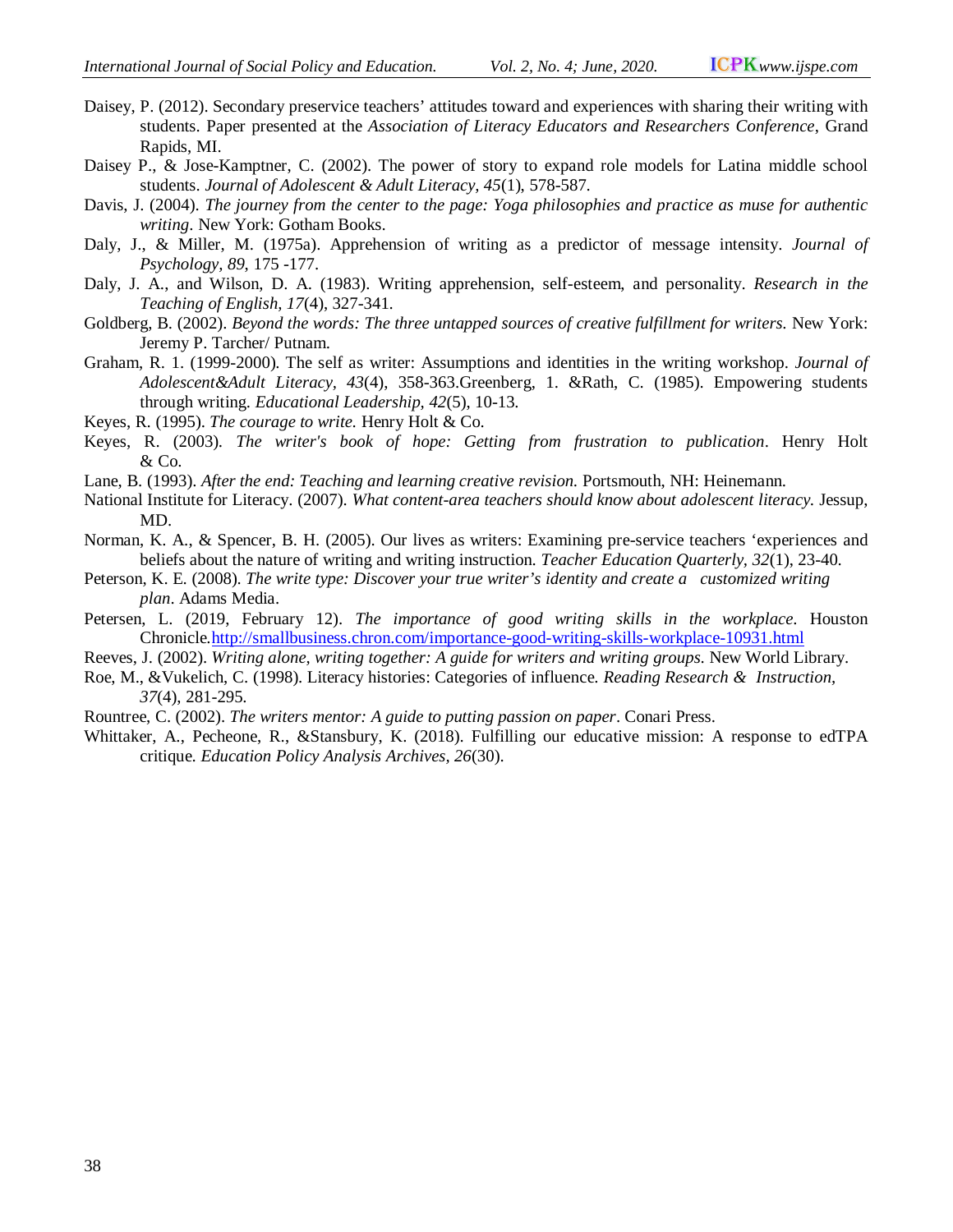Daisey, P. (2012). Secondary preservice teachers' attitudes toward and experiences with sharing their writing with students. Paper presented at the *Association of Literacy Educators and Researchers Conference*, Grand Rapids, MI.

Daisey P., & Jose-Kamptner, C. (2002). The power of story to expand role models for Latina middle school students. *Journal of Adolescent & Adult Literacy, 45*(1), 578-587.

Davis, J. (2004). *The journey from the center to the page: Yoga philosophies and practice as muse for authentic writing*. New York: Gotham Books.

Daly, J., & Miller, M. (1975a). Apprehension of writing as a predictor of message intensity. *Journal of Psychology, 89*, 175 -177.

Daly, J. A., and Wilson, D. A. (1983). Writing apprehension, self-esteem, and personality. *Research in the Teaching of English, 17*(4), 327-341.

Goldberg, B. (2002). *Beyond the words: The three untapped sources of creative fulfillment for writers*. New York: Jeremy P. Tarcher/ Putnam.

Graham, R. 1. (1999-2000). The self as writer: Assumptions and identities in the writing workshop. *Journal of Adolescent&Adult Literacy, 43*(4), 358-363.Greenberg, 1. &Rath, C. (1985). Empowering students through writing. *Educational Leadership, 42*(5), 10-13.

Keyes, R. (1995). *The courage to write*. Henry Holt & Co.

Keyes, R. (2003). *The writer's book of hope: Getting from frustration to publication*. Henry Holt & Co.

Lane, B. (1993). *After the end: Teaching and learning creative revision*. Portsmouth, NH: Heinemann.

National Institute for Literacy. (2007). *What content-area teachers should know about adolescent literacy*. Jessup, MD.

Norman, K. A., & Spencer, B. H. (2005). Our lives as writers: Examining pre-service teachers 'experiences and beliefs about the nature of writing and writing instruction. *Teacher Education Quarterly, 32*(1), 23-40.

Peterson, K. E. (2008). *The write type: Discover your true writer's identity and create a customized writing plan*. Adams Media.

Petersen, L. (2019, February 12). *The importance of good writing skills in the workplace*. Houston Chronicle.http://smallbusiness.chron.com/importance-good-writing-skills-workplace-10931.html

Reeves, J. (2002). *Writing alone, writing together: A guide for writers and writing groups*. New World Library.

Roe, M., &Vukelich, C. (1998). Literacy histories: Categories of influence. *Reading Research & Instruction, 37*(4), 281-295.

Rountree, C. (2002). *The writers mentor: A guide to putting passion on paper*. Conari Press.

Whittaker, A., Pecheone, R., &Stansbury, K. (2018). Fulfilling our educative mission: A response to edTPA critique. *Education Policy Analysis Archives, 26*(30).